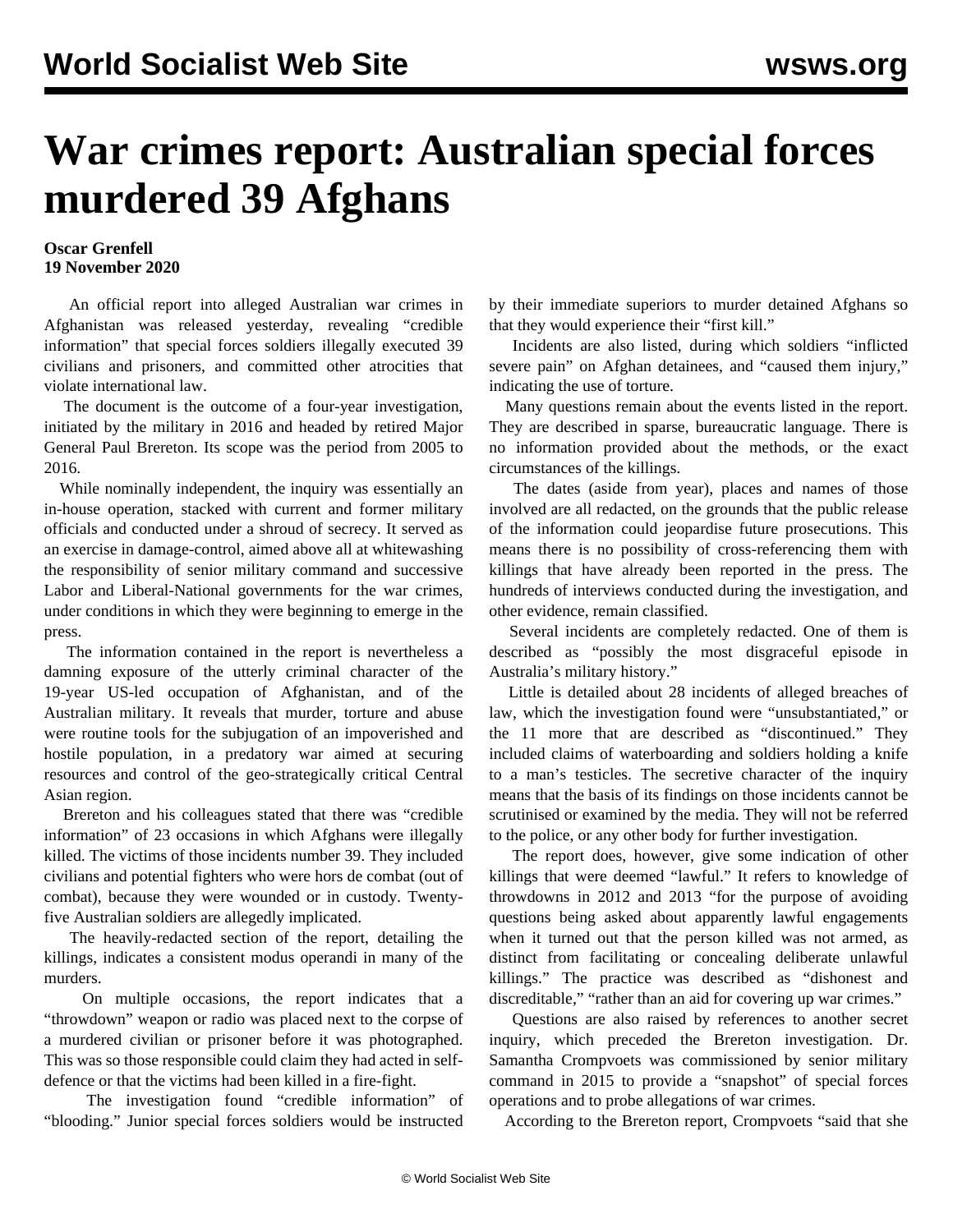# War crimes report: Australian special forces murdered 39 Afghans

**Oscar Grenfell**
**19 November 2020**

An official report into alleged Australian war crimes in Afghanistan was released yesterday, revealing "credible information" that special forces soldiers illegally executed 39 civilians and prisoners, and committed other atrocities that violate international law.

The document is the outcome of a four-year investigation, initiated by the military in 2016 and headed by retired Major General Paul Brereton. Its scope was the period from 2005 to 2016.

While nominally independent, the inquiry was essentially an in-house operation, stacked with current and former military officials and conducted under a shroud of secrecy. It served as an exercise in damage-control, aimed above all at whitewashing the responsibility of senior military command and successive Labor and Liberal-National governments for the war crimes, under conditions in which they were beginning to emerge in the press.

The information contained in the report is nevertheless a damning exposure of the utterly criminal character of the 19-year US-led occupation of Afghanistan, and of the Australian military. It reveals that murder, torture and abuse were routine tools for the subjugation of an impoverished and hostile population, in a predatory war aimed at securing resources and control of the geo-strategically critical Central Asian region.

Brereton and his colleagues stated that there was "credible information" of 23 occasions in which Afghans were illegally killed. The victims of those incidents number 39. They included civilians and potential fighters who were hors de combat (out of combat), because they were wounded or in custody. Twenty-five Australian soldiers are allegedly implicated.

The heavily-redacted section of the report, detailing the killings, indicates a consistent modus operandi in many of the murders.

On multiple occasions, the report indicates that a "throwdown" weapon or radio was placed next to the corpse of a murdered civilian or prisoner before it was photographed. This was so those responsible could claim they had acted in self-defence or that the victims had been killed in a fire-fight.

The investigation found "credible information" of "blooding." Junior special forces soldiers would be instructed by their immediate superiors to murder detained Afghans so that they would experience their "first kill."

Incidents are also listed, during which soldiers "inflicted severe pain" on Afghan detainees, and "caused them injury," indicating the use of torture.

Many questions remain about the events listed in the report. They are described in sparse, bureaucratic language. There is no information provided about the methods, or the exact circumstances of the killings.

The dates (aside from year), places and names of those involved are all redacted, on the grounds that the public release of the information could jeopardise future prosecutions. This means there is no possibility of cross-referencing them with killings that have already been reported in the press. The hundreds of interviews conducted during the investigation, and other evidence, remain classified.

Several incidents are completely redacted. One of them is described as "possibly the most disgraceful episode in Australia's military history."

Little is detailed about 28 incidents of alleged breaches of law, which the investigation found were "unsubstantiated," or the 11 more that are described as "discontinued." They included claims of waterboarding and soldiers holding a knife to a man's testicles. The secretive character of the inquiry means that the basis of its findings on those incidents cannot be scrutinised or examined by the media. They will not be referred to the police, or any other body for further investigation.

The report does, however, give some indication of other killings that were deemed "lawful." It refers to knowledge of throwdowns in 2012 and 2013 "for the purpose of avoiding questions being asked about apparently lawful engagements when it turned out that the person killed was not armed, as distinct from facilitating or concealing deliberate unlawful killings." The practice was described as "dishonest and discreditable," "rather than an aid for covering up war crimes."

Questions are also raised by references to another secret inquiry, which preceded the Brereton investigation. Dr. Samantha Crompvoets was commissioned by senior military command in 2015 to provide a "snapshot" of special forces operations and to probe allegations of war crimes.

According to the Brereton report, Crompvoets "said that she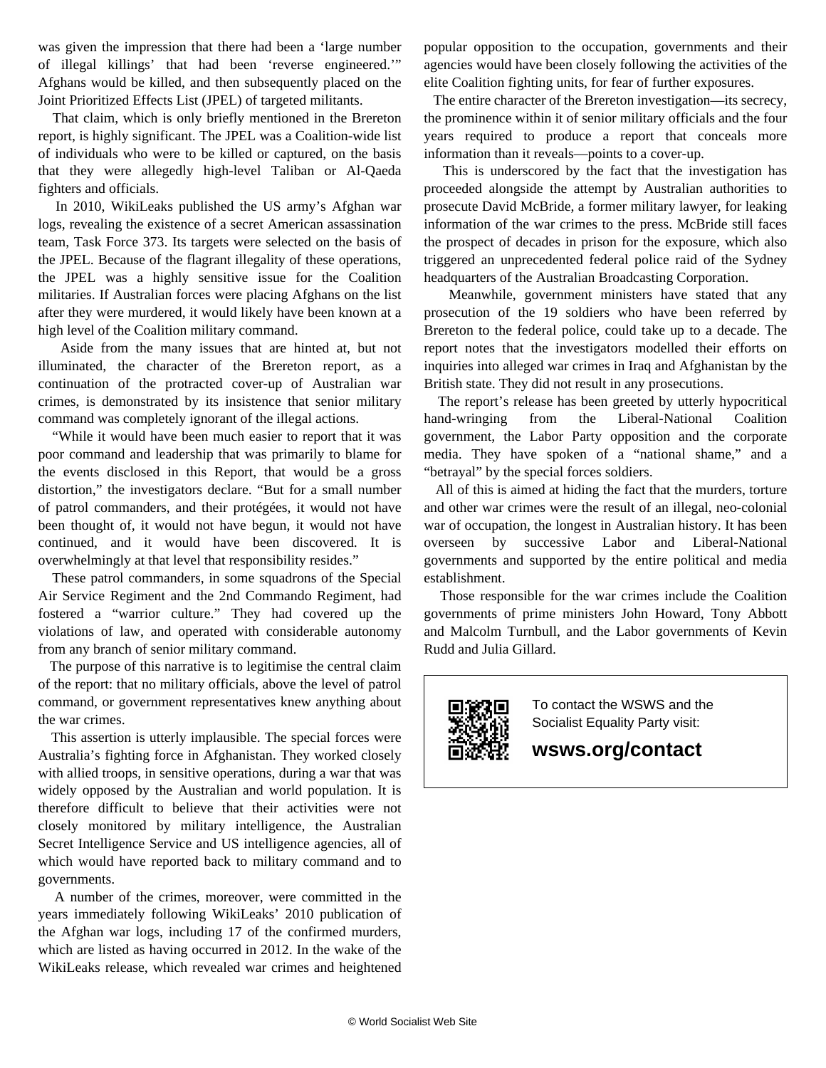was given the impression that there had been a 'large number of illegal killings' that had been 'reverse engineered.'" Afghans would be killed, and then subsequently placed on the Joint Prioritized Effects List (JPEL) of targeted militants.

That claim, which is only briefly mentioned in the Brereton report, is highly significant. The JPEL was a Coalition-wide list of individuals who were to be killed or captured, on the basis that they were allegedly high-level Taliban or Al-Qaeda fighters and officials.

In 2010, WikiLeaks published the US army's Afghan war logs, revealing the existence of a secret American assassination team, Task Force 373. Its targets were selected on the basis of the JPEL. Because of the flagrant illegality of these operations, the JPEL was a highly sensitive issue for the Coalition militaries. If Australian forces were placing Afghans on the list after they were murdered, it would likely have been known at a high level of the Coalition military command.

Aside from the many issues that are hinted at, but not illuminated, the character of the Brereton report, as a continuation of the protracted cover-up of Australian war crimes, is demonstrated by its insistence that senior military command was completely ignorant of the illegal actions.

"While it would have been much easier to report that it was poor command and leadership that was primarily to blame for the events disclosed in this Report, that would be a gross distortion," the investigators declare. "But for a small number of patrol commanders, and their protégées, it would not have been thought of, it would not have begun, it would not have continued, and it would have been discovered. It is overwhelmingly at that level that responsibility resides."

These patrol commanders, in some squadrons of the Special Air Service Regiment and the 2nd Commando Regiment, had fostered a "warrior culture." They had covered up the violations of law, and operated with considerable autonomy from any branch of senior military command.

The purpose of this narrative is to legitimise the central claim of the report: that no military officials, above the level of patrol command, or government representatives knew anything about the war crimes.

This assertion is utterly implausible. The special forces were Australia's fighting force in Afghanistan. They worked closely with allied troops, in sensitive operations, during a war that was widely opposed by the Australian and world population. It is therefore difficult to believe that their activities were not closely monitored by military intelligence, the Australian Secret Intelligence Service and US intelligence agencies, all of which would have reported back to military command and to governments.

A number of the crimes, moreover, were committed in the years immediately following WikiLeaks' 2010 publication of the Afghan war logs, including 17 of the confirmed murders, which are listed as having occurred in 2012. In the wake of the WikiLeaks release, which revealed war crimes and heightened popular opposition to the occupation, governments and their agencies would have been closely following the activities of the elite Coalition fighting units, for fear of further exposures.

The entire character of the Brereton investigation—its secrecy, the prominence within it of senior military officials and the four years required to produce a report that conceals more information than it reveals—points to a cover-up.

This is underscored by the fact that the investigation has proceeded alongside the attempt by Australian authorities to prosecute David McBride, a former military lawyer, for leaking information of the war crimes to the press. McBride still faces the prospect of decades in prison for the exposure, which also triggered an unprecedented federal police raid of the Sydney headquarters of the Australian Broadcasting Corporation.

Meanwhile, government ministers have stated that any prosecution of the 19 soldiers who have been referred by Brereton to the federal police, could take up to a decade. The report notes that the investigators modelled their efforts on inquiries into alleged war crimes in Iraq and Afghanistan by the British state. They did not result in any prosecutions.

The report's release has been greeted by utterly hypocritical hand-wringing from the Liberal-National Coalition government, the Labor Party opposition and the corporate media. They have spoken of a "national shame," and a "betrayal" by the special forces soldiers.

All of this is aimed at hiding the fact that the murders, torture and other war crimes were the result of an illegal, neo-colonial war of occupation, the longest in Australian history. It has been overseen by successive Labor and Liberal-National governments and supported by the entire political and media establishment.

Those responsible for the war crimes include the Coalition governments of prime ministers John Howard, Tony Abbott and Malcolm Turnbull, and the Labor governments of Kevin Rudd and Julia Gillard.

To contact the WSWS and the Socialist Equality Party visit:

**wsws.org/contact**